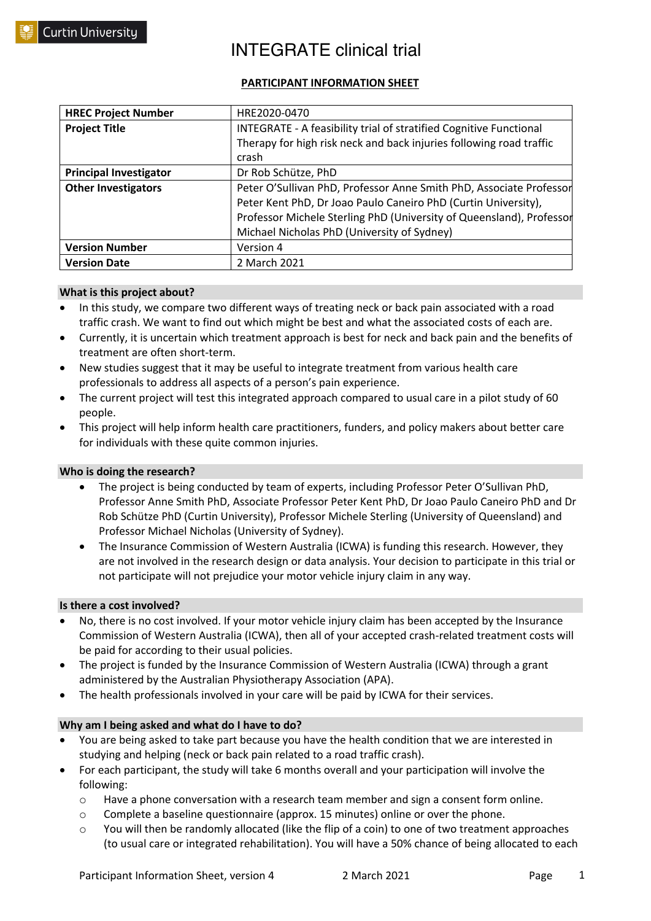# INTEGRATE clinical trial

## PARTICIPANT INFORMATION SHEET

| | |
|---|---|
| **HREC Project Number** | HRE2020-0470 |
| **Project Title** | INTEGRATE - A feasibility trial of stratified Cognitive Functional Therapy for high risk neck and back injuries following road traffic crash |
| **Principal Investigator** | Dr Rob Schütze, PhD |
| **Other Investigators** | Peter O'Sullivan PhD, Professor Anne Smith PhD, Associate Professor Peter Kent PhD, Dr Joao Paulo Caneiro PhD (Curtin University), Professor Michele Sterling PhD (University of Queensland), Professor Michael Nicholas PhD (University of Sydney) |
| **Version Number** | Version 4 |
| **Version Date** | 2 March 2021 |

### What is this project about?

- In this study, we compare two different ways of treating neck or back pain associated with a road traffic crash. We want to find out which might be best and what the associated costs of each are.
- Currently, it is uncertain which treatment approach is best for neck and back pain and the benefits of treatment are often short-term.
- New studies suggest that it may be useful to integrate treatment from various health care professionals to address all aspects of a person's pain experience.
- The current project will test this integrated approach compared to usual care in a pilot study of 60 people.
- This project will help inform health care practitioners, funders, and policy makers about better care for individuals with these quite common injuries.

### Who is doing the research?

- The project is being conducted by team of experts, including Professor Peter O'Sullivan PhD, Professor Anne Smith PhD, Associate Professor Peter Kent PhD, Dr Joao Paulo Caneiro PhD and Dr Rob Schütze PhD (Curtin University), Professor Michele Sterling (University of Queensland) and Professor Michael Nicholas (University of Sydney).
- The Insurance Commission of Western Australia (ICWA) is funding this research. However, they are not involved in the research design or data analysis. Your decision to participate in this trial or not participate will not prejudice your motor vehicle injury claim in any way.

### Is there a cost involved?

- No, there is no cost involved. If your motor vehicle injury claim has been accepted by the Insurance Commission of Western Australia (ICWA), then all of your accepted crash-related treatment costs will be paid for according to their usual policies.
- The project is funded by the Insurance Commission of Western Australia (ICWA) through a grant administered by the Australian Physiotherapy Association (APA).
- The health professionals involved in your care will be paid by ICWA for their services.

### Why am I being asked and what do I have to do?

- You are being asked to take part because you have the health condition that we are interested in studying and helping (neck or back pain related to a road traffic crash).
- For each participant, the study will take 6 months overall and your participation will involve the following:
  - Have a phone conversation with a research team member and sign a consent form online.
  - Complete a baseline questionnaire (approx. 15 minutes) online or over the phone.
  - You will then be randomly allocated (like the flip of a coin) to one of two treatment approaches (to usual care or integrated rehabilitation). You will have a 50% chance of being allocated to each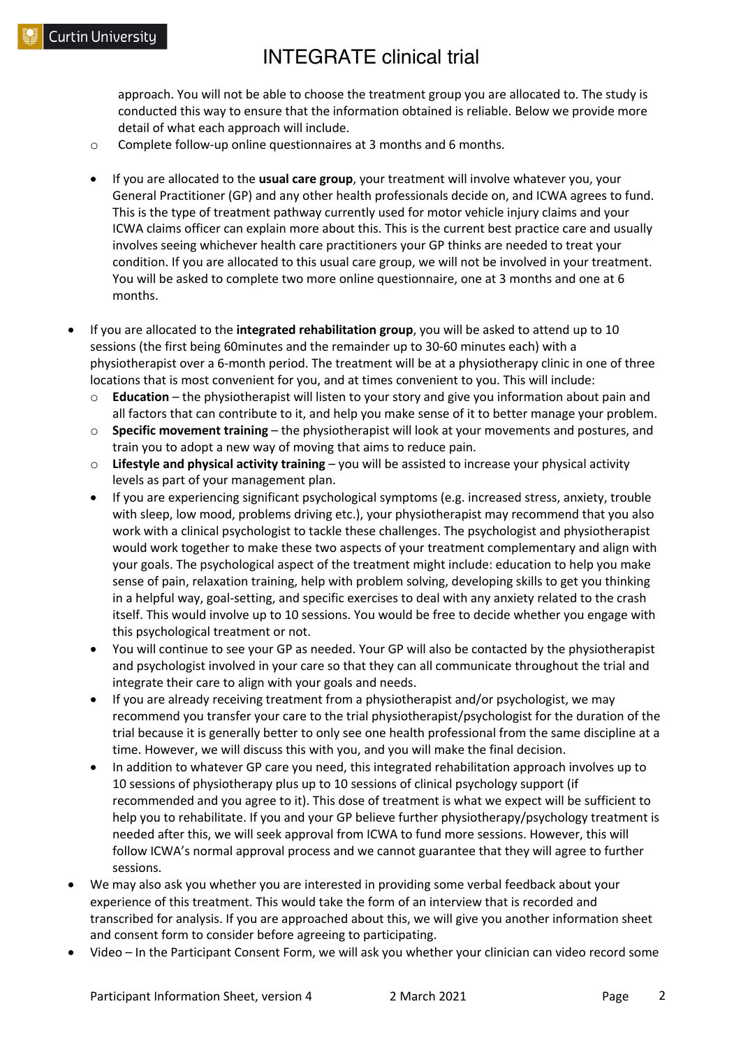approach. You will not be able to choose the treatment group you are allocated to. The study is conducted this way to ensure that the information obtained is reliable. Below we provide more detail of what each approach will include.

- Complete follow-up online questionnaires at 3 months and 6 months.

- If you are allocated to the **usual care group**, your treatment will involve whatever you, your General Practitioner (GP) and any other health professionals decide on, and ICWA agrees to fund. This is the type of treatment pathway currently used for motor vehicle injury claims and your ICWA claims officer can explain more about this. This is the current best practice care and usually involves seeing whichever health care practitioners your GP thinks are needed to treat your condition. If you are allocated to this usual care group, we will not be involved in your treatment. You will be asked to complete two more online questionnaire, one at 3 months and one at 6 months.

- If you are allocated to the **integrated rehabilitation group**, you will be asked to attend up to 10 sessions (the first being 60minutes and the remainder up to 30-60 minutes each) with a physiotherapist over a 6-month period. The treatment will be at a physiotherapy clinic in one of three locations that is most convenient for you, and at times convenient to you. This will include:
  - **Education** – the physiotherapist will listen to your story and give you information about pain and all factors that can contribute to it, and help you make sense of it to better manage your problem.
  - **Specific movement training** – the physiotherapist will look at your movements and postures, and train you to adopt a new way of moving that aims to reduce pain.
  - **Lifestyle and physical activity training** – you will be assisted to increase your physical activity levels as part of your management plan.
  - If you are experiencing significant psychological symptoms (e.g. increased stress, anxiety, trouble with sleep, low mood, problems driving etc.), your physiotherapist may recommend that you also work with a clinical psychologist to tackle these challenges. The psychologist and physiotherapist would work together to make these two aspects of your treatment complementary and align with your goals. The psychological aspect of the treatment might include: education to help you make sense of pain, relaxation training, help with problem solving, developing skills to get you thinking in a helpful way, goal-setting, and specific exercises to deal with any anxiety related to the crash itself. This would involve up to 10 sessions. You would be free to decide whether you engage with this psychological treatment or not.
  - You will continue to see your GP as needed. Your GP will also be contacted by the physiotherapist and psychologist involved in your care so that they can all communicate throughout the trial and integrate their care to align with your goals and needs.
  - If you are already receiving treatment from a physiotherapist and/or psychologist, we may recommend you transfer your care to the trial physiotherapist/psychologist for the duration of the trial because it is generally better to only see one health professional from the same discipline at a time. However, we will discuss this with you, and you will make the final decision.
  - In addition to whatever GP care you need, this integrated rehabilitation approach involves up to 10 sessions of physiotherapy plus up to 10 sessions of clinical psychology support (if recommended and you agree to it). This dose of treatment is what we expect will be sufficient to help you to rehabilitate. If you and your GP believe further physiotherapy/psychology treatment is needed after this, we will seek approval from ICWA to fund more sessions. However, this will follow ICWA's normal approval process and we cannot guarantee that they will agree to further sessions.
- We may also ask you whether you are interested in providing some verbal feedback about your experience of this treatment. This would take the form of an interview that is recorded and transcribed for analysis. If you are approached about this, we will give you another information sheet and consent form to consider before agreeing to participating.
- Video – In the Participant Consent Form, we will ask you whether your clinician can video record some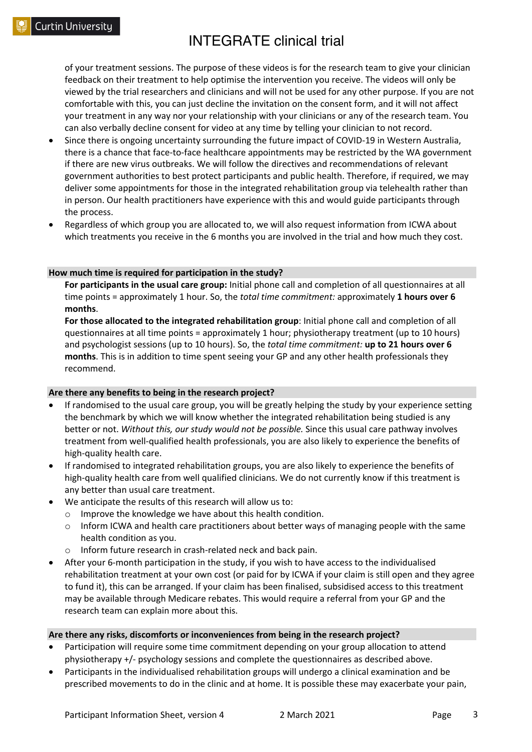of your treatment sessions. The purpose of these videos is for the research team to give your clinician feedback on their treatment to help optimise the intervention you receive. The videos will only be viewed by the trial researchers and clinicians and will not be used for any other purpose. If you are not comfortable with this, you can just decline the invitation on the consent form, and it will not affect your treatment in any way nor your relationship with your clinicians or any of the research team. You can also verbally decline consent for video at any time by telling your clinician to not record.

- Since there is ongoing uncertainty surrounding the future impact of COVID-19 in Western Australia, there is a chance that face-to-face healthcare appointments may be restricted by the WA government if there are new virus outbreaks. We will follow the directives and recommendations of relevant government authorities to best protect participants and public health. Therefore, if required, we may deliver some appointments for those in the integrated rehabilitation group via telehealth rather than in person. Our health practitioners have experience with this and would guide participants through the process.
- Regardless of which group you are allocated to, we will also request information from ICWA about which treatments you receive in the 6 months you are involved in the trial and how much they cost.

## How much time is required for participation in the study?

**For participants in the usual care group:** Initial phone call and completion of all questionnaires at all time points = approximately 1 hour. So, the *total time commitment:* approximately **1 hours over 6 months**.

**For those allocated to the integrated rehabilitation group**: Initial phone call and completion of all questionnaires at all time points = approximately 1 hour; physiotherapy treatment (up to 10 hours) and psychologist sessions (up to 10 hours). So, the *total time commitment:* **up to 21 hours over 6 months**. This is in addition to time spent seeing your GP and any other health professionals they recommend.

## Are there any benefits to being in the research project?

- If randomised to the usual care group, you will be greatly helping the study by your experience setting the benchmark by which we will know whether the integrated rehabilitation being studied is any better or not. *Without this, our study would not be possible.* Since this usual care pathway involves treatment from well-qualified health professionals, you are also likely to experience the benefits of high-quality health care.
- If randomised to integrated rehabilitation groups, you are also likely to experience the benefits of high-quality health care from well qualified clinicians. We do not currently know if this treatment is any better than usual care treatment.
- We anticipate the results of this research will allow us to:
  - Improve the knowledge we have about this health condition.
  - Inform ICWA and health care practitioners about better ways of managing people with the same health condition as you.
  - Inform future research in crash-related neck and back pain.
- After your 6-month participation in the study, if you wish to have access to the individualised rehabilitation treatment at your own cost (or paid for by ICWA if your claim is still open and they agree to fund it), this can be arranged. If your claim has been finalised, subsidised access to this treatment may be available through Medicare rebates. This would require a referral from your GP and the research team can explain more about this.

## Are there any risks, discomforts or inconveniences from being in the research project?

- Participation will require some time commitment depending on your group allocation to attend physiotherapy +/- psychology sessions and complete the questionnaires as described above.
- Participants in the individualised rehabilitation groups will undergo a clinical examination and be prescribed movements to do in the clinic and at home. It is possible these may exacerbate your pain,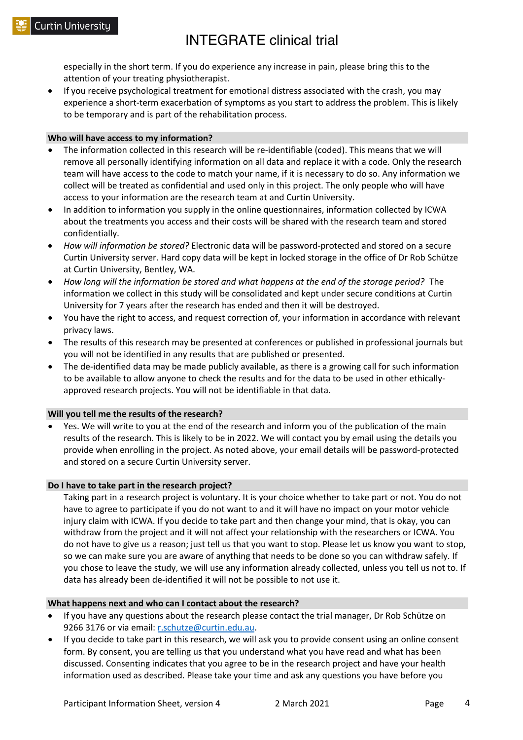especially in the short term. If you do experience any increase in pain, please bring this to the attention of your treating physiotherapist.

- If you receive psychological treatment for emotional distress associated with the crash, you may experience a short-term exacerbation of symptoms as you start to address the problem. This is likely to be temporary and is part of the rehabilitation process.

## Who will have access to my information?

- The information collected in this research will be re-identifiable (coded). This means that we will remove all personally identifying information on all data and replace it with a code. Only the research team will have access to the code to match your name, if it is necessary to do so. Any information we collect will be treated as confidential and used only in this project. The only people who will have access to your information are the research team at and Curtin University.
- In addition to information you supply in the online questionnaires, information collected by ICWA about the treatments you access and their costs will be shared with the research team and stored confidentially.
- *How will information be stored?* Electronic data will be password-protected and stored on a secure Curtin University server. Hard copy data will be kept in locked storage in the office of Dr Rob Schütze at Curtin University, Bentley, WA.
- *How long will the information be stored and what happens at the end of the storage period?* The information we collect in this study will be consolidated and kept under secure conditions at Curtin University for 7 years after the research has ended and then it will be destroyed.
- You have the right to access, and request correction of, your information in accordance with relevant privacy laws.
- The results of this research may be presented at conferences or published in professional journals but you will not be identified in any results that are published or presented.
- The de-identified data may be made publicly available, as there is a growing call for such information to be available to allow anyone to check the results and for the data to be used in other ethically-approved research projects. You will not be identifiable in that data.

## Will you tell me the results of the research?

- Yes. We will write to you at the end of the research and inform you of the publication of the main results of the research. This is likely to be in 2022. We will contact you by email using the details you provide when enrolling in the project. As noted above, your email details will be password-protected and stored on a secure Curtin University server.

## Do I have to take part in the research project?

Taking part in a research project is voluntary. It is your choice whether to take part or not. You do not have to agree to participate if you do not want to and it will have no impact on your motor vehicle injury claim with ICWA. If you decide to take part and then change your mind, that is okay, you can withdraw from the project and it will not affect your relationship with the researchers or ICWA. You do not have to give us a reason; just tell us that you want to stop. Please let us know you want to stop, so we can make sure you are aware of anything that needs to be done so you can withdraw safely. If you chose to leave the study, we will use any information already collected, unless you tell us not to. If data has already been de-identified it will not be possible to not use it.

## What happens next and who can I contact about the research?

- If you have any questions about the research please contact the trial manager, Dr Rob Schütze on 9266 3176 or via email: [r.schutze@curtin.edu.au](mailto:r.schutze@curtin.edu.au).
- If you decide to take part in this research, we will ask you to provide consent using an online consent form. By consent, you are telling us that you understand what you have read and what has been discussed. Consenting indicates that you agree to be in the research project and have your health information used as described. Please take your time and ask any questions you have before you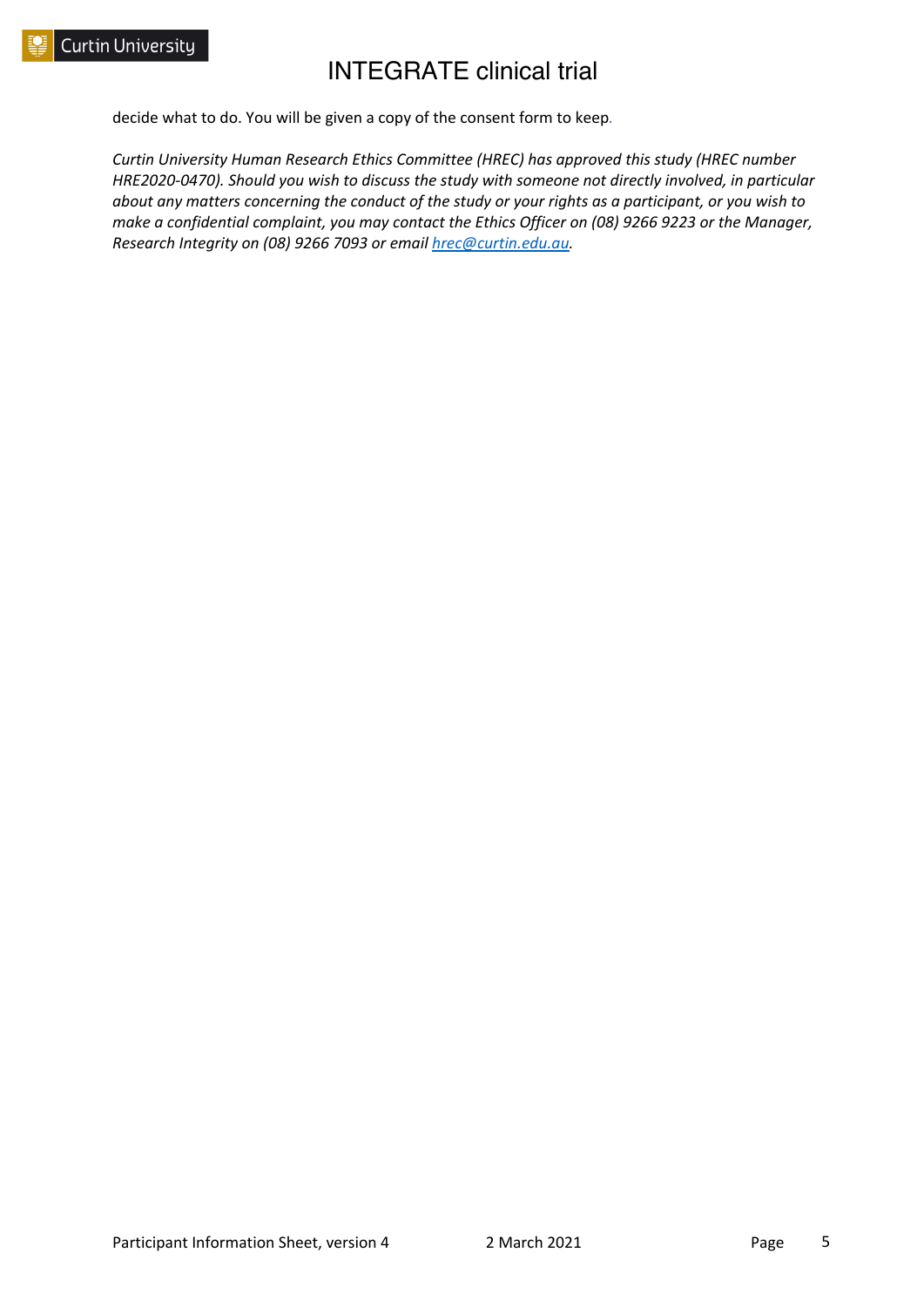decide what to do. You will be given a copy of the consent form to keep.

*Curtin University Human Research Ethics Committee (HREC) has approved this study (HREC number HRE2020-0470). Should you wish to discuss the study with someone not directly involved, in particular about any matters concerning the conduct of the study or your rights as a participant, or you wish to make a confidential complaint, you may contact the Ethics Officer on (08) 9266 9223 or the Manager, Research Integrity on (08) 9266 7093 or email hrec@curtin.edu.au.*